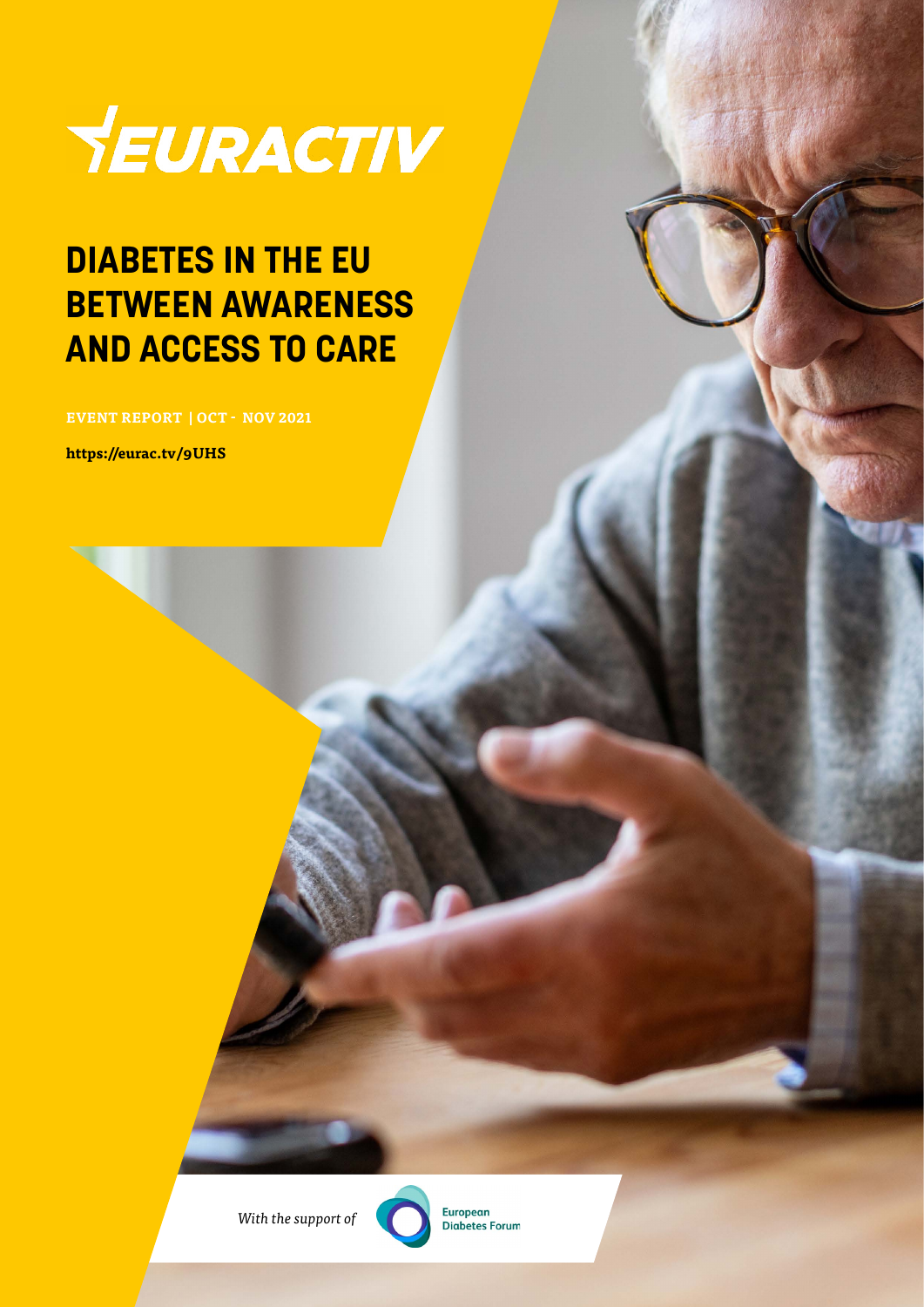EURACTIV

# DIABETES IN THE EU BETWEEN AWARENESS AND ACCESS TO CARE

EVENT REPORT | OCT - NOV 2021

https://eurac.tv/9UHS

*With the support of* European Diabetes Forum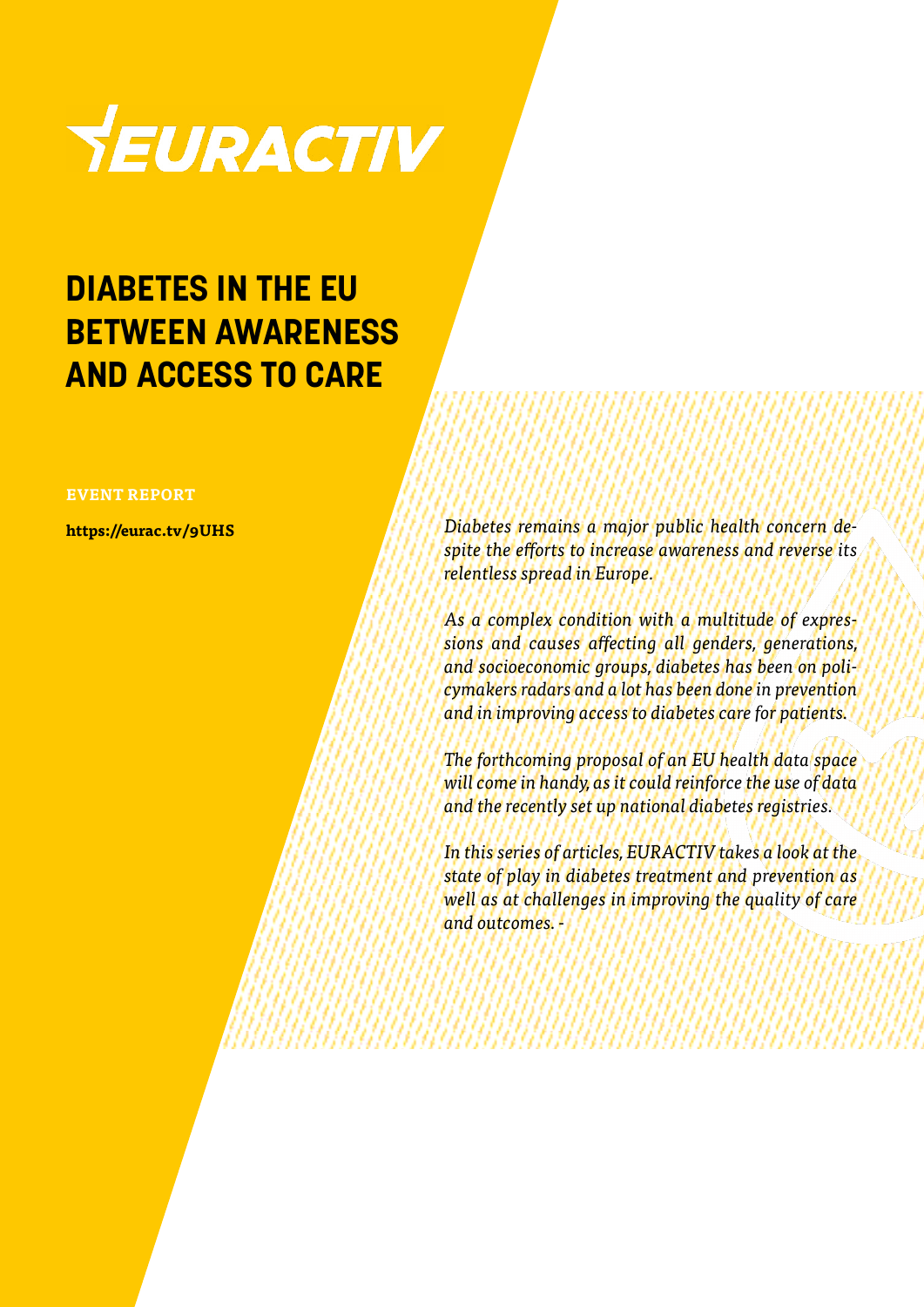# DIABETES IN THE EU BETWEEN AWARENESS AND ACCESS TO CARE

**EVENT REPORT**

**https://eurac.tv/9UHS**

*Diabetes remains a major public health concern despite the efforts to increase awareness and reverse its relentless spread in Europe.*

*As a complex condition with a multitude of expressions and causes affecting all genders, generations, and socioeconomic groups, diabetes has been on policymakers radars and a lot has been done in prevention and in improving access to diabetes care for patients.*

*The forthcoming proposal of an EU health data space will come in handy, as it could reinforce the use of data and the recently set up national diabetes registries.*

*In this series of articles, EURACTIV takes a look at the state of play in diabetes treatment and prevention as well as at challenges in improving the quality of care and outcomes. -*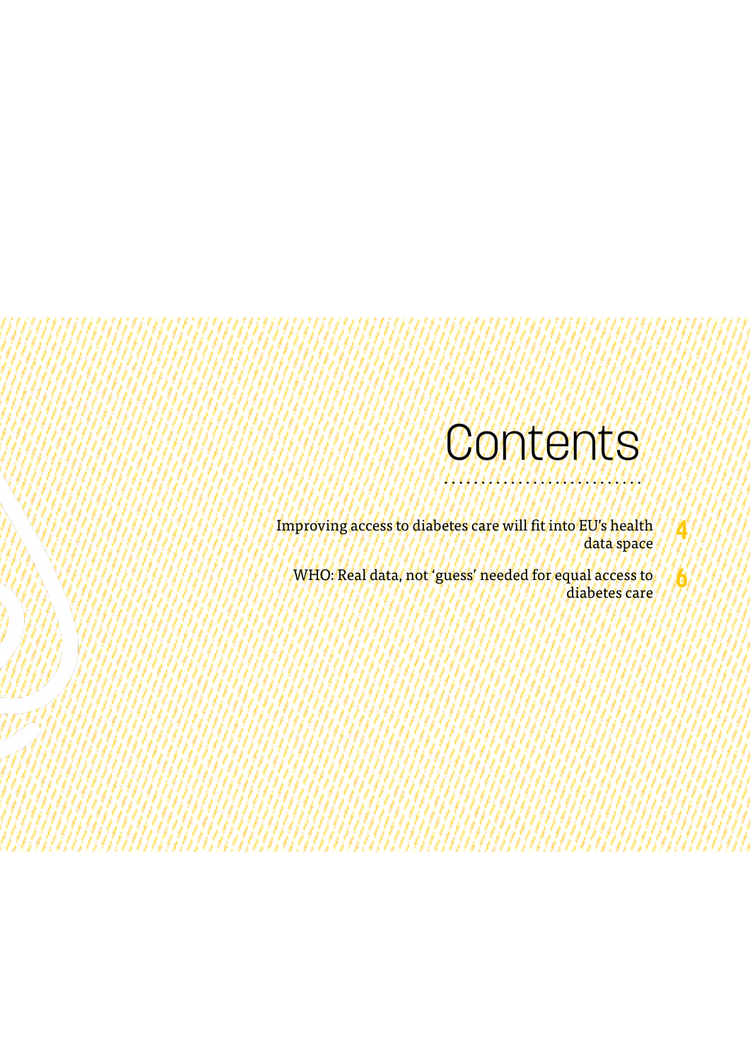# Contents

Improving access to diabetes care will fit into EU's health data space 4

WHO: Real data, not 'guess' needed for equal access to diabetes care 6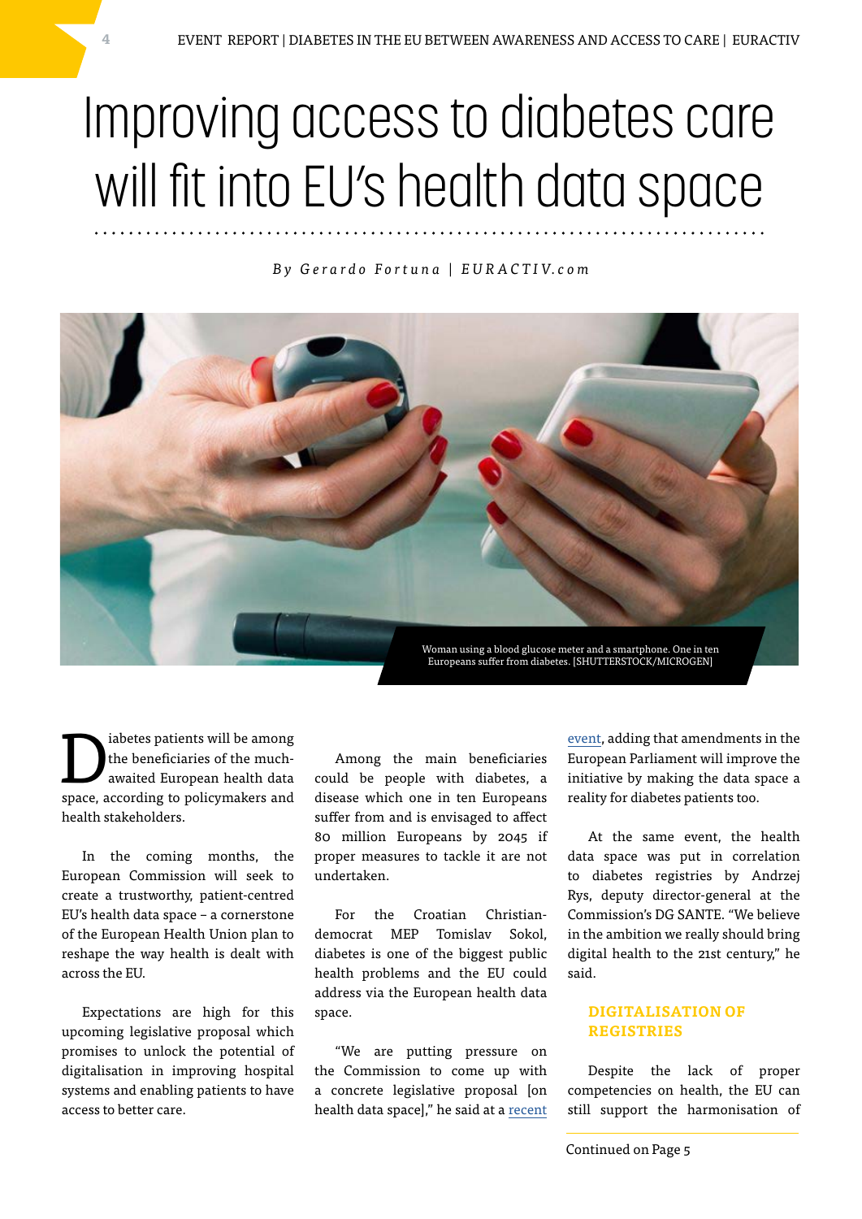# Improving access to diabetes care will fit into EU's health data space

*By Gerardo Fortuna | EURACTIV.com*

Woman using a blood glucose meter and a smartphone. One in ten Europeans suffer from diabetes. [SHUTTERSTOCK/MICROGEN]

Diabetes patients will be among the beneficiaries of the much-awaited European health data space, according to policymakers and health stakeholders.

In the coming months, the European Commission will seek to create a trustworthy, patient-centred EU's health data space – a cornerstone of the European Health Union plan to reshape the way health is dealt with across the EU.

Expectations are high for this upcoming legislative proposal which promises to unlock the potential of digitalisation in improving hospital systems and enabling patients to have access to better care.

Among the main beneficiaries could be people with diabetes, a disease which one in ten Europeans suffer from and is envisaged to affect 80 million Europeans by 2045 if proper measures to tackle it are not undertaken.

For the Croatian Christian-democrat MEP Tomislav Sokol, diabetes is one of the biggest public health problems and the EU could address via the European health data space.

"We are putting pressure on the Commission to come up with a concrete legislative proposal [on health data space]," he said at a recent event, adding that amendments in the European Parliament will improve the initiative by making the data space a reality for diabetes patients too.

At the same event, the health data space was put in correlation to diabetes registries by Andrzej Rys, deputy director-general at the Commission's DG SANTE. "We believe in the ambition we really should bring digital health to the 21st century," he said.

## DIGITALISATION OF REGISTRIES

Despite the lack of proper competencies on health, the EU can still support the harmonisation of

Continued on Page 5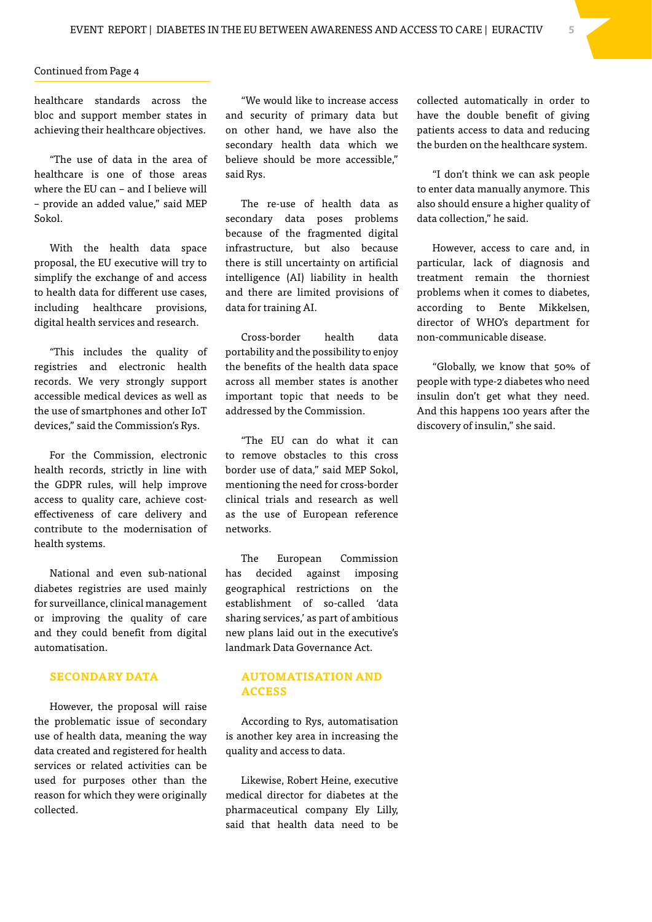Continued from Page 4

healthcare standards across the bloc and support member states in achieving their healthcare objectives.

"The use of data in the area of healthcare is one of those areas where the EU can – and I believe will – provide an added value," said MEP Sokol.

With the health data space proposal, the EU executive will try to simplify the exchange of and access to health data for different use cases, including healthcare provisions, digital health services and research.

"This includes the quality of registries and electronic health records. We very strongly support accessible medical devices as well as the use of smartphones and other IoT devices," said the Commission's Rys.

For the Commission, electronic health records, strictly in line with the GDPR rules, will help improve access to quality care, achieve cost-effectiveness of care delivery and contribute to the modernisation of health systems.

National and even sub-national diabetes registries are used mainly for surveillance, clinical management or improving the quality of care and they could benefit from digital automatisation.

## SECONDARY DATA

However, the proposal will raise the problematic issue of secondary use of health data, meaning the way data created and registered for health services or related activities can be used for purposes other than the reason for which they were originally collected.

"We would like to increase access and security of primary data but on other hand, we have also the secondary health data which we believe should be more accessible," said Rys.

The re-use of health data as secondary data poses problems because of the fragmented digital infrastructure, but also because there is still uncertainty on artificial intelligence (AI) liability in health and there are limited provisions of data for training AI.

Cross-border health data portability and the possibility to enjoy the benefits of the health data space across all member states is another important topic that needs to be addressed by the Commission.

"The EU can do what it can to remove obstacles to this cross border use of data," said MEP Sokol, mentioning the need for cross-border clinical trials and research as well as the use of European reference networks.

The European Commission has decided against imposing geographical restrictions on the establishment of so-called 'data sharing services,' as part of ambitious new plans laid out in the executive's landmark Data Governance Act.

## AUTOMATISATION AND ACCESS

According to Rys, automatisation is another key area in increasing the quality and access to data.

Likewise, Robert Heine, executive medical director for diabetes at the pharmaceutical company Ely Lilly, said that health data need to be collected automatically in order to have the double benefit of giving patients access to data and reducing the burden on the healthcare system.

"I don't think we can ask people to enter data manually anymore. This also should ensure a higher quality of data collection," he said.

However, access to care and, in particular, lack of diagnosis and treatment remain the thorniest problems when it comes to diabetes, according to Bente Mikkelsen, director of WHO's department for non-communicable disease.

"Globally, we know that 50% of people with type-2 diabetes who need insulin don't get what they need. And this happens 100 years after the discovery of insulin," she said.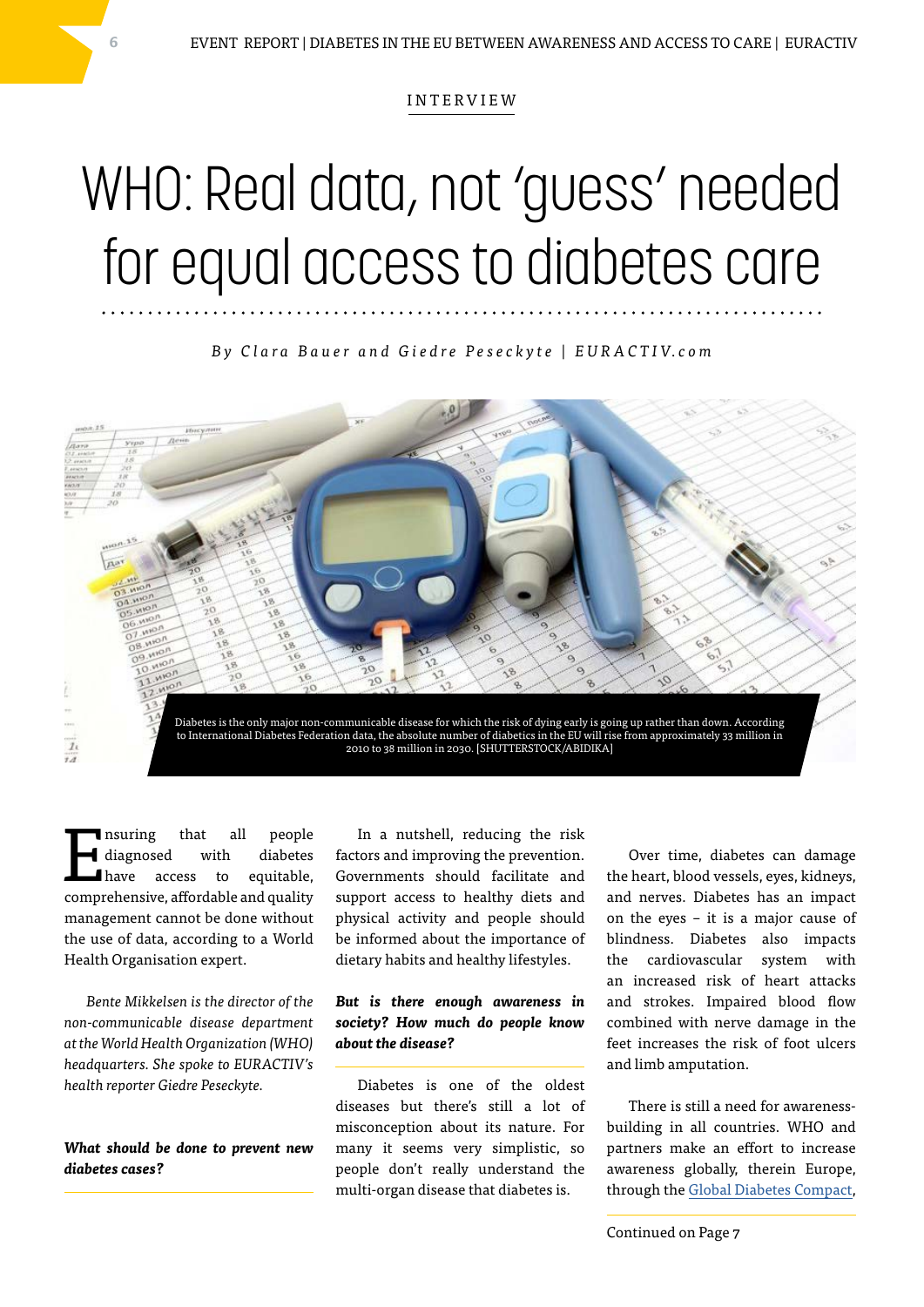INTERVIEW

# WHO: Real data, not 'guess' needed for equal access to diabetes care

*By Clara Bauer and Giedre Peseckyte | EURACTIV.com*

Diabetes is the only major non-communicable disease for which the risk of dying early is going up rather than down. According to International Diabetes Federation data, the absolute number of diabetics in the EU will rise from approximately 33 million in 2010 to 38 million in 2030. [SHUTTERSTOCK/ABIDIKA]

Ensuring that all people diagnosed with diabetes have access to equitable, comprehensive, affordable and quality management cannot be done without the use of data, according to a World Health Organisation expert.

*Bente Mikkelsen is the director of the non-communicable disease department at the World Health Organisation (WHO) headquarters. She spoke to EURACTIV's health reporter Giedre Peseckyte.*

***What should be done to prevent new diabetes cases?***

In a nutshell, reducing the risk factors and improving the prevention. Governments should facilitate and support access to healthy diets and physical activity and people should be informed about the importance of dietary habits and healthy lifestyles.

***But is there enough awareness in society? How much do people know about the disease?***

Diabetes is one of the oldest diseases but there's still a lot of misconception about its nature. For many it seems very simplistic, so people don't really understand the multi-organ disease that diabetes is.

Over time, diabetes can damage the heart, blood vessels, eyes, kidneys, and nerves. Diabetes has an impact on the eyes – it is a major cause of blindness. Diabetes also impacts the cardiovascular system with an increased risk of heart attacks and strokes. Impaired blood flow combined with nerve damage in the feet increases the risk of foot ulcers and limb amputation.

There is still a need for awareness-building in all countries. WHO and partners make an effort to increase awareness globally, therein Europe, through the Global Diabetes Compact,

Continued on Page 7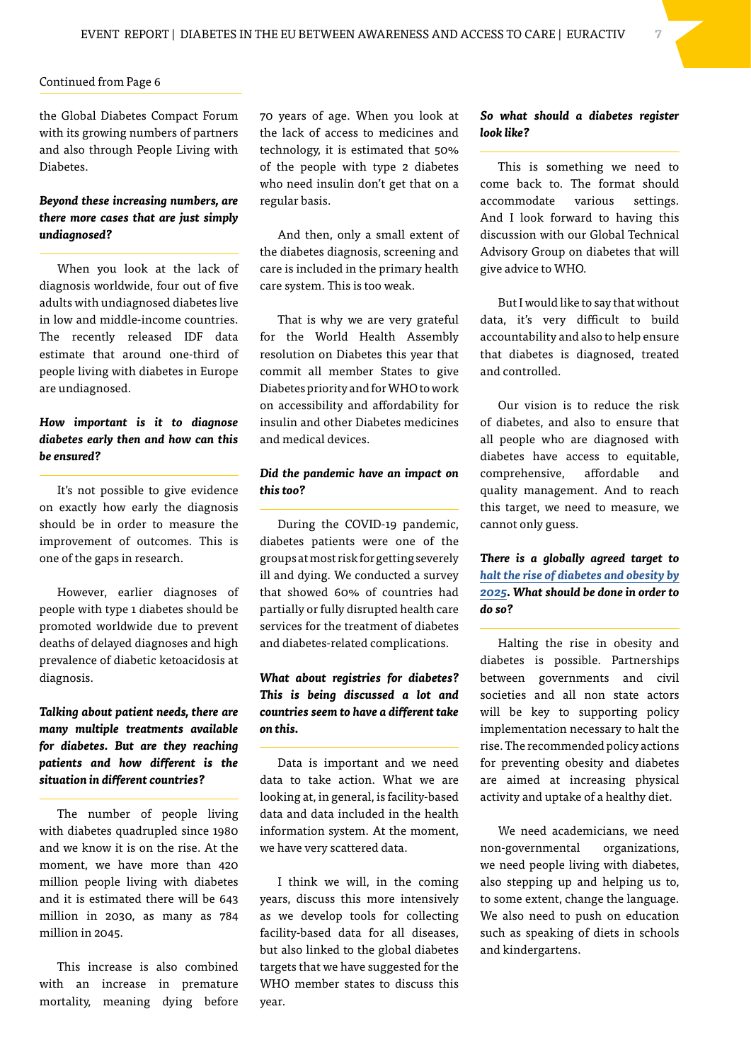Continued from Page 6

the Global Diabetes Compact Forum with its growing numbers of partners and also through People Living with Diabetes.

***Beyond these increasing numbers, are there more cases that are just simply undiagnosed?***

When you look at the lack of diagnosis worldwide, four out of five adults with undiagnosed diabetes live in low and middle-income countries. The recently released IDF data estimate that around one-third of people living with diabetes in Europe are undiagnosed.

***How important is it to diagnose diabetes early then and how can this be ensured?***

It's not possible to give evidence on exactly how early the diagnosis should be in order to measure the improvement of outcomes. This is one of the gaps in research.

However, earlier diagnoses of people with type 1 diabetes should be promoted worldwide due to prevent deaths of delayed diagnoses and high prevalence of diabetic ketoacidosis at diagnosis.

***Talking about patient needs, there are many multiple treatments available for diabetes. But are they reaching patients and how different is the situation in different countries?***

The number of people living with diabetes quadrupled since 1980 and we know it is on the rise. At the moment, we have more than 420 million people living with diabetes and it is estimated there will be 643 million in 2030, as many as 784 million in 2045.

This increase is also combined with an increase in premature mortality, meaning dying before 70 years of age. When you look at the lack of access to medicines and technology, it is estimated that 50% of the people with type 2 diabetes who need insulin don't get that on a regular basis.

And then, only a small extent of the diabetes diagnosis, screening and care is included in the primary health care system. This is too weak.

That is why we are very grateful for the World Health Assembly resolution on Diabetes this year that commit all member States to give Diabetes priority and for WHO to work on accessibility and affordability for insulin and other Diabetes medicines and medical devices.

***Did the pandemic have an impact on this too?***

During the COVID-19 pandemic, diabetes patients were one of the groups at most risk for getting severely ill and dying. We conducted a survey that showed 60% of countries had partially or fully disrupted health care services for the treatment of diabetes and diabetes-related complications.

***What about registries for diabetes? This is being discussed a lot and countries seem to have a different take on this.***

Data is important and we need data to take action. What we are looking at, in general, is facility-based data and data included in the health information system. At the moment, we have very scattered data.

I think we will, in the coming years, discuss this more intensively as we develop tools for collecting facility-based data for all diseases, but also linked to the global diabetes targets that we have suggested for the WHO member states to discuss this year.

***So what should a diabetes register look like?***

This is something we need to come back to. The format should accommodate various settings. And I look forward to having this discussion with our Global Technical Advisory Group on diabetes that will give advice to WHO.

But I would like to say that without data, it's very difficult to build accountability and also to help ensure that diabetes is diagnosed, treated and controlled.

Our vision is to reduce the risk of diabetes, and also to ensure that all people who are diagnosed with diabetes have access to equitable, comprehensive, affordable and quality management. And to reach this target, we need to measure, we cannot only guess.

***There is a globally agreed target to [halt the rise of diabetes and obesity by 2025]. What should be done in order to do so?***

Halting the rise in obesity and diabetes is possible. Partnerships between governments and civil societies and all non state actors will be key to supporting policy implementation necessary to halt the rise. The recommended policy actions for preventing obesity and diabetes are aimed at increasing physical activity and uptake of a healthy diet.

We need academicians, we need non-governmental organizations, we need people living with diabetes, also stepping up and helping us to, to some extent, change the language. We also need to push on education such as speaking of diets in schools and kindergartens.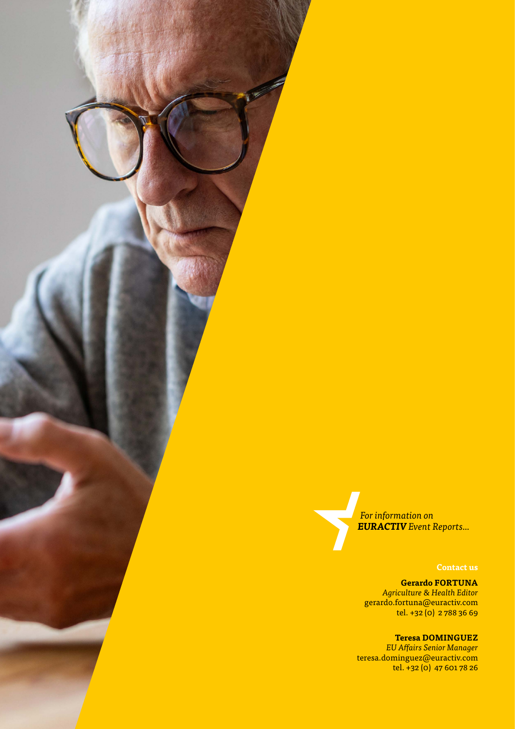*For information on*
***EURACTIV** Event Reports...*

**Contact us**

**Gerardo FORTUNA**
*Agriculture & Health Editor*
gerardo.fortuna@euractiv.com
tel. +32 (0) 2 788 36 69

**Teresa DOMINGUEZ**
*EU Affairs Senior Manager*
teresa.dominguez@euractiv.com
tel. +32 (0) 47 601 78 26